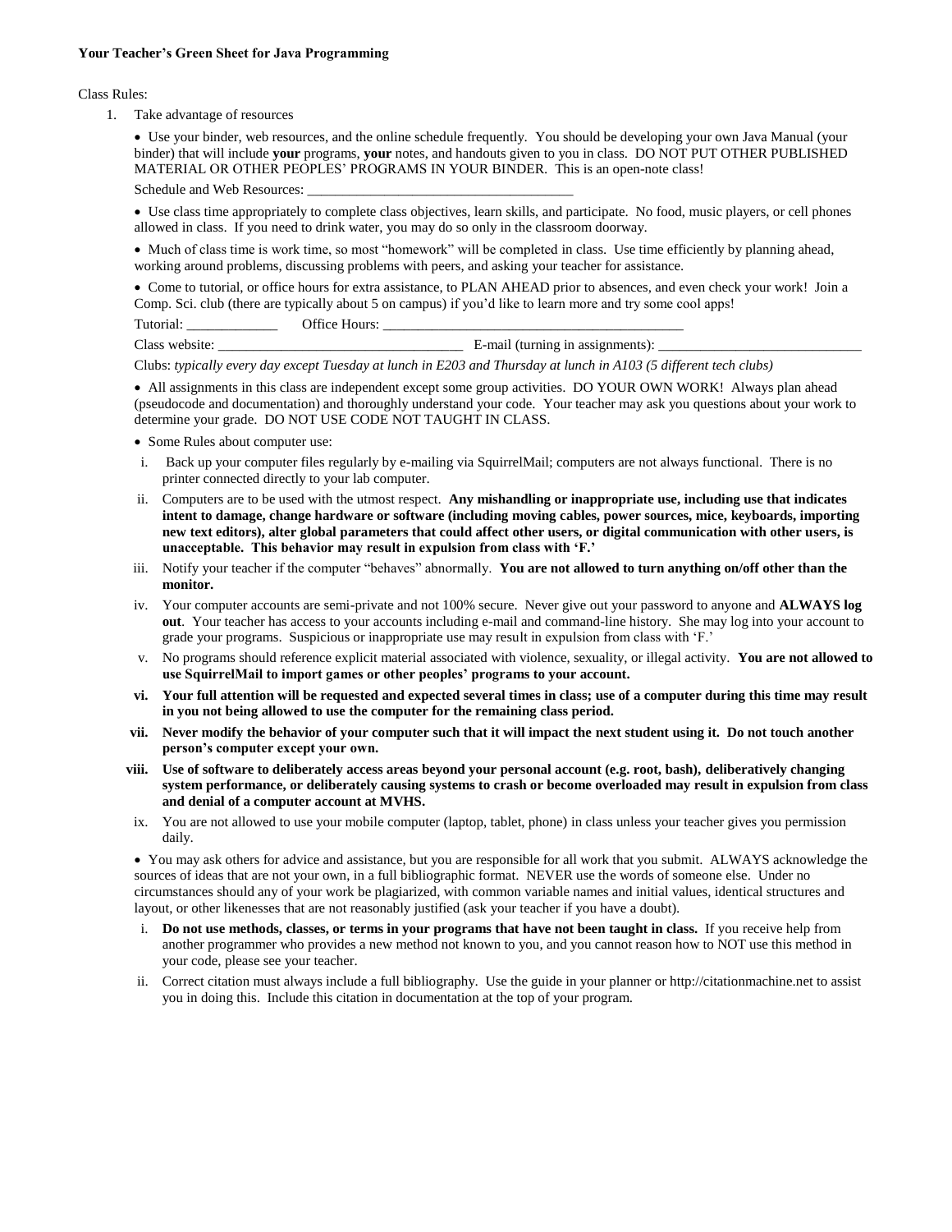**Your Teacher's Green Sheet for Java Programming**

Class Rules:

1. Take advantage of resources

   - Use your binder, web resources, and the online schedule frequently. You should be developing your own Java Manual (your binder) that will include **your** programs, **your** notes, and handouts given to you in class. DO NOT PUT OTHER PUBLISHED MATERIAL OR OTHER PEOPLES' PROGRAMS IN YOUR BINDER. This is an open-note class!

   Schedule and Web Resources: ______________________________________

   - Use class time appropriately to complete class objectives, learn skills, and participate. No food, music players, or cell phones allowed in class. If you need to drink water, you may do so only in the classroom doorway.
   - Much of class time is work time, so most "homework" will be completed in class. Use time efficiently by planning ahead, working around problems, discussing problems with peers, and asking your teacher for assistance.
   - Come to tutorial, or office hours for extra assistance, to PLAN AHEAD prior to absences, and even check your work! Join a Comp. Sci. club (there are typically about 5 on campus) if you'd like to learn more and try some cool apps!

   Tutorial: _____________ Office Hours: ____________________________________________

   Class website: ___________________________________ E-mail (turning in assignments): _____________________________

   Clubs: *typically every day except Tuesday at lunch in E203 and Thursday at lunch in A103 (5 different tech clubs)*

   - All assignments in this class are independent except some group activities. DO YOUR OWN WORK! Always plan ahead (pseudocode and documentation) and thoroughly understand your code. Your teacher may ask you questions about your work to determine your grade. DO NOT USE CODE NOT TAUGHT IN CLASS.
   - Some Rules about computer use:

   i. Back up your computer files regularly by e-mailing via SquirrelMail; computers are not always functional. There is no printer connected directly to your lab computer.

   ii. Computers are to be used with the utmost respect. **Any mishandling or inappropriate use, including use that indicates intent to damage, change hardware or software (including moving cables, power sources, mice, keyboards, importing new text editors), alter global parameters that could affect other users, or digital communication with other users, is unacceptable. This behavior may result in expulsion from class with 'F.'**

   iii. Notify your teacher if the computer "behaves" abnormally. **You are not allowed to turn anything on/off other than the monitor.**

   iv. Your computer accounts are semi-private and not 100% secure. Never give out your password to anyone and **ALWAYS log out**. Your teacher has access to your accounts including e-mail and command-line history. She may log into your account to grade your programs. Suspicious or inappropriate use may result in expulsion from class with 'F.'

   v. No programs should reference explicit material associated with violence, sexuality, or illegal activity. **You are not allowed to use SquirrelMail to import games or other peoples' programs to your account.**

   **vi. Your full attention will be requested and expected several times in class; use of a computer during this time may result in you not being allowed to use the computer for the remaining class period.**

   **vii. Never modify the behavior of your computer such that it will impact the next student using it. Do not touch another person's computer except your own.**

   **viii. Use of software to deliberately access areas beyond your personal account (e.g. root, bash), deliberately changing system performance, or deliberately causing systems to crash or become overloaded may result in expulsion from class and denial of a computer account at MVHS.**

   ix. You are not allowed to use your mobile computer (laptop, tablet, phone) in class unless your teacher gives you permission daily.

   - You may ask others for advice and assistance, but you are responsible for all work that you submit. ALWAYS acknowledge the sources of ideas that are not your own, in a full bibliographic format. NEVER use the words of someone else. Under no circumstances should any of your work be plagiarized, with common variable names and initial values, identical structures and layout, or other likenesses that are not reasonably justified (ask your teacher if you have a doubt).

   i. **Do not use methods, classes, or terms in your programs that have not been taught in class.** If you receive help from another programmer who provides a new method not known to you, and you cannot reason how to NOT use this method in your code, please see your teacher.

   ii. Correct citation must always include a full bibliography. Use the guide in your planner or http://citationmachine.net to assist you in doing this. Include this citation in documentation at the top of your program.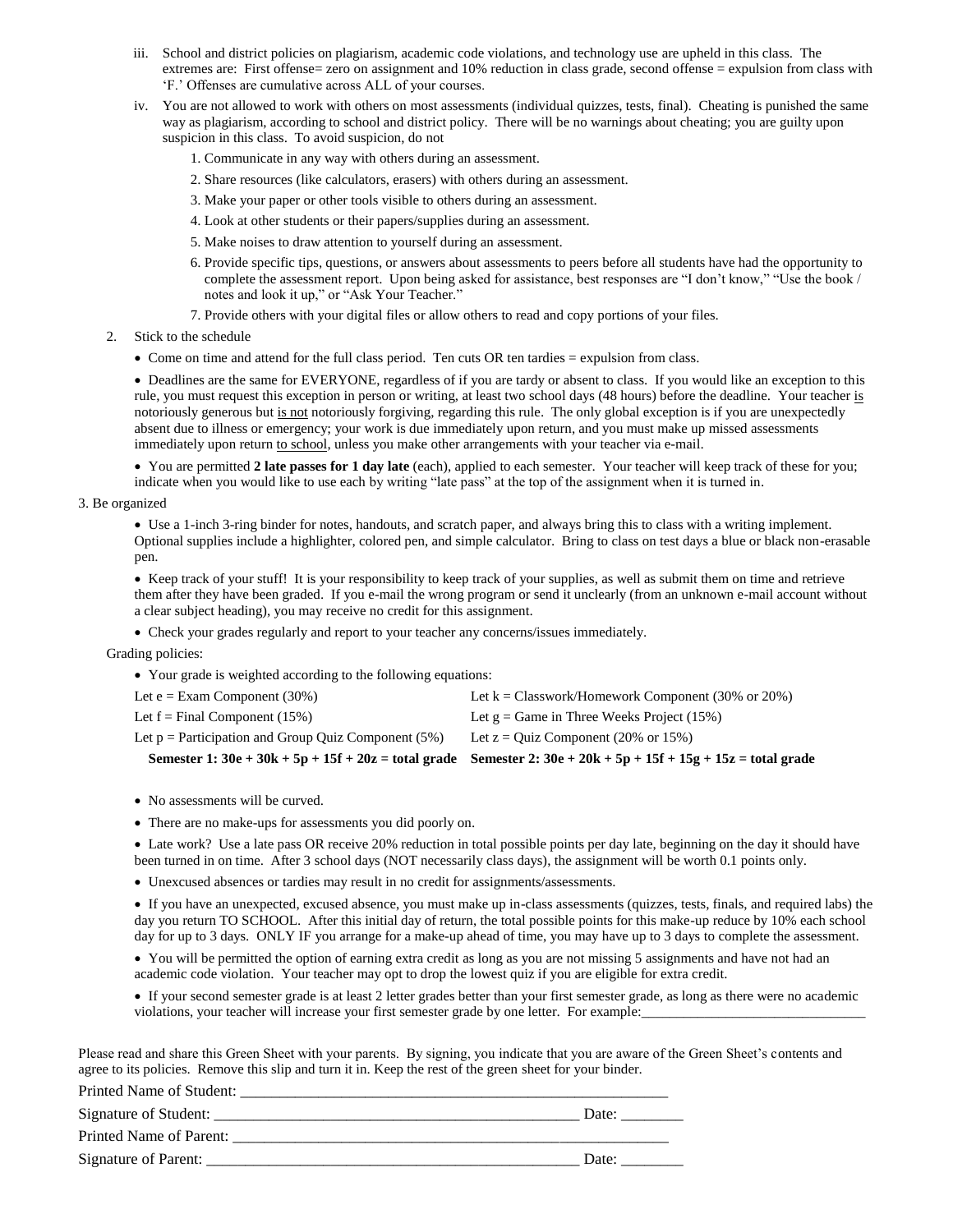iii. School and district policies on plagiarism, academic code violations, and technology use are upheld in this class. The extremes are: First offense= zero on assignment and 10% reduction in class grade, second offense = expulsion from class with 'F.' Offenses are cumulative across ALL of your courses.

iv. You are not allowed to work with others on most assessments (individual quizzes, tests, final). Cheating is punished the same way as plagiarism, according to school and district policy. There will be no warnings about cheating; you are guilty upon suspicion in this class. To avoid suspicion, do not

1. Communicate in any way with others during an assessment.
2. Share resources (like calculators, erasers) with others during an assessment.
3. Make your paper or other tools visible to others during an assessment.
4. Look at other students or their papers/supplies during an assessment.
5. Make noises to draw attention to yourself during an assessment.
6. Provide specific tips, questions, or answers about assessments to peers before all students have had the opportunity to complete the assessment report. Upon being asked for assistance, best responses are "I don't know," "Use the book / notes and look it up," or "Ask Your Teacher."
7. Provide others with your digital files or allow others to read and copy portions of your files.

2. Stick to the schedule

- Come on time and attend for the full class period. Ten cuts OR ten tardies = expulsion from class.
- Deadlines are the same for EVERYONE, regardless of if you are tardy or absent to class. If you would like an exception to this rule, you must request this exception in person or writing, at least two school days (48 hours) before the deadline. Your teacher is notoriously generous but is not notoriously forgiving, regarding this rule. The only global exception is if you are unexpectedly absent due to illness or emergency; your work is due immediately upon return, and you must make up missed assessments immediately upon return to school, unless you make other arrangements with your teacher via e-mail.
- You are permitted **2 late passes for 1 day late** (each), applied to each semester. Your teacher will keep track of these for you; indicate when you would like to use each by writing "late pass" at the top of the assignment when it is turned in.

3. Be organized

- Use a 1-inch 3-ring binder for notes, handouts, and scratch paper, and always bring this to class with a writing implement. Optional supplies include a highlighter, colored pen, and simple calculator. Bring to class on test days a blue or black non-erasable pen.
- Keep track of your stuff! It is your responsibility to keep track of your supplies, as well as submit them on time and retrieve them after they have been graded. If you e-mail the wrong program or send it unclearly (from an unknown e-mail account without a clear subject heading), you may receive no credit for this assignment.
- Check your grades regularly and report to your teacher any concerns/issues immediately.

Grading policies:

- Your grade is weighted according to the following equations:

| | |
|---|---|
| Let e = Exam Component (30%) | Let k = Classwork/Homework Component (30% or 20%) |
| Let f = Final Component (15%) | Let g = Game in Three Weeks Project (15%) |
| Let p = Participation and Group Quiz Component (5%) | Let z = Quiz Component (20% or 15%) |
| **Semester 1: 30e + 30k + 5p + 15f + 20z = total grade** | **Semester 2: 30e + 20k + 5p + 15f + 15g + 15z = total grade** |

- No assessments will be curved.
- There are no make-ups for assessments you did poorly on.
- Late work? Use a late pass OR receive 20% reduction in total possible points per day late, beginning on the day it should have been turned in on time. After 3 school days (NOT necessarily class days), the assignment will be worth 0.1 points only.
- Unexcused absences or tardies may result in no credit for assignments/assessments.
- If you have an unexpected, excused absence, you must make up in-class assessments (quizzes, tests, finals, and required labs) the day you return TO SCHOOL. After this initial day of return, the total possible points for this make-up reduce by 10% each school day for up to 3 days. ONLY IF you arrange for a make-up ahead of time, you may have up to 3 days to complete the assessment.
- You will be permitted the option of earning extra credit as long as you are not missing 5 assignments and have not had an academic code violation. Your teacher may opt to drop the lowest quiz if you are eligible for extra credit.
- If your second semester grade is at least 2 letter grades better than your first semester grade, as long as there were no academic violations, your teacher will increase your first semester grade by one letter. For example:_______________________________

Please read and share this Green Sheet with your parents. By signing, you indicate that you are aware of the Green Sheet's contents and agree to its policies. Remove this slip and turn it in. Keep the rest of the green sheet for your binder.

Printed Name of Student: ___________________________________________________________

Signature of Student: _________________________________________________ Date: ________

Printed Name of Parent: ___________________________________________________________

Signature of Parent: __________________________________________________ Date: ________